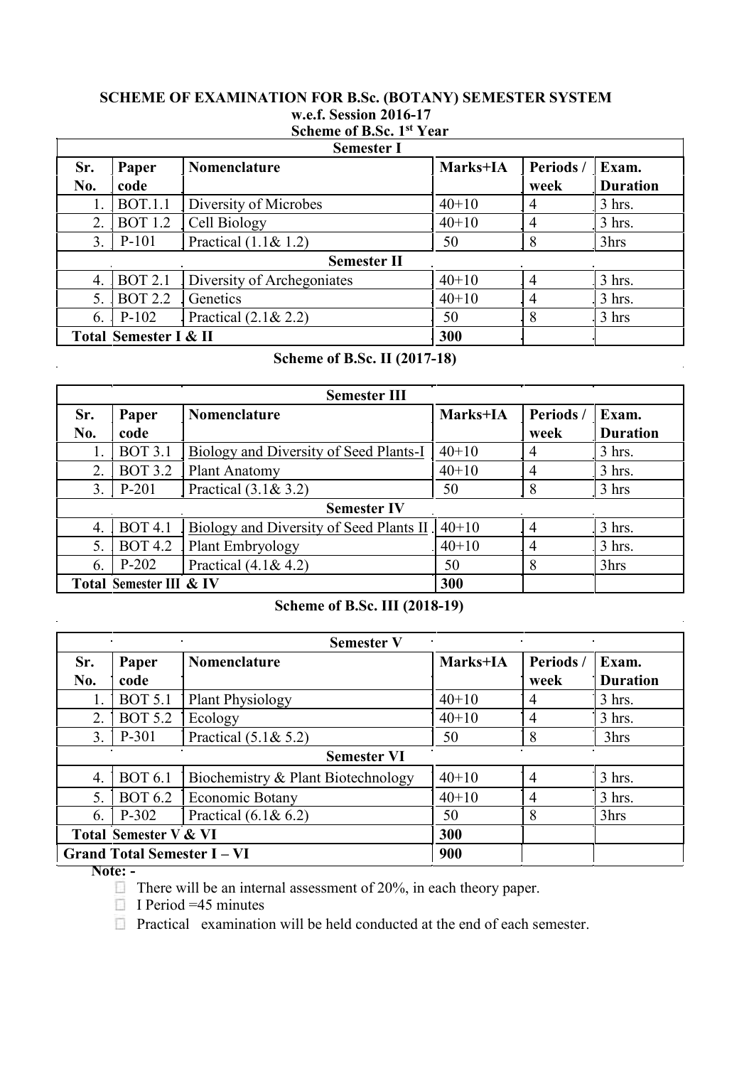# SCHEME OF EXAMINATION FOR B.Sc. (BOTANY) SEMESTER SYSTEM

**w.e.f. Session 2016-17**

**Scheme of B.Sc. 1st Year**

| Semester I | | | | | |
|---|---|---|---|---|---|
| **Sr. No.** | **Paper code** | **Nomenclature** | **Marks+IA** | **Periods / week** | **Exam. Duration** |
| 1. | BOT.1.1 | Diversity of Microbes | 40+10 | 4 | 3 hrs. |
| 2. | BOT 1.2 | Cell Biology | 40+10 | 4 | 3 hrs. |
| 3. | P-101 | Practical (1.1& 1.2) | 50 | 8 | 3hrs |
| **Semester II** | | | | | |
| 4. | BOT 2.1 | Diversity of Archegoniates | 40+10 | 4 | 3 hrs. |
| 5. | BOT 2.2 | Genetics | 40+10 | 4 | 3 hrs. |
| 6. | P-102 | Practical (2.1& 2.2) | 50 | 8 | 3 hrs |
| **Total Semester I & II** | | | **300** | | |

**Scheme of B.Sc. II (2017-18)**

| Semester III | | | | | |
|---|---|---|---|---|---|
| **Sr. No.** | **Paper code** | **Nomenclature** | **Marks+IA** | **Periods / week** | **Exam. Duration** |
| 1. | BOT 3.1 | Biology and Diversity of Seed Plants-I | 40+10 | 4 | 3 hrs. |
| 2. | BOT 3.2 | Plant Anatomy | 40+10 | 4 | 3 hrs. |
| 3. | P-201 | Practical (3.1& 3.2) | 50 | 8 | 3 hrs |
| **Semester IV** | | | | | |
| 4. | BOT 4.1 | Biology and Diversity of Seed Plants II | 40+10 | 4 | 3 hrs. |
| 5. | BOT 4.2 | Plant Embryology | 40+10 | 4 | 3 hrs. |
| 6. | P-202 | Practical (4.1& 4.2) | 50 | 8 | 3hrs |
| **Total Semester III & IV** | | | **300** | | |

**Scheme of B.Sc. III (2018-19)**

| Semester V | | | | | |
|---|---|---|---|---|---|
| **Sr. No.** | **Paper code** | **Nomenclature** | **Marks+IA** | **Periods / week** | **Exam. Duration** |
| 1. | BOT 5.1 | Plant Physiology | 40+10 | 4 | 3 hrs. |
| 2. | BOT 5.2 | Ecology | 40+10 | 4 | 3 hrs. |
| 3. | P-301 | Practical (5.1& 5.2) | 50 | 8 | 3hrs |
| **Semester VI** | | | | | |
| 4. | BOT 6.1 | Biochemistry & Plant Biotechnology | 40+10 | 4 | 3 hrs. |
| 5. | BOT 6.2 | Economic Botany | 40+10 | 4 | 3 hrs. |
| 6. | P-302 | Practical (6.1& 6.2) | 50 | 8 | 3hrs |
| **Total Semester V & VI** | | | **300** | | |
| **Grand Total Semester I – VI** | | | **900** | | |

**Note: -**

- There will be an internal assessment of 20%, in each theory paper.
- I Period =45 minutes
- Practical examination will be held conducted at the end of each semester.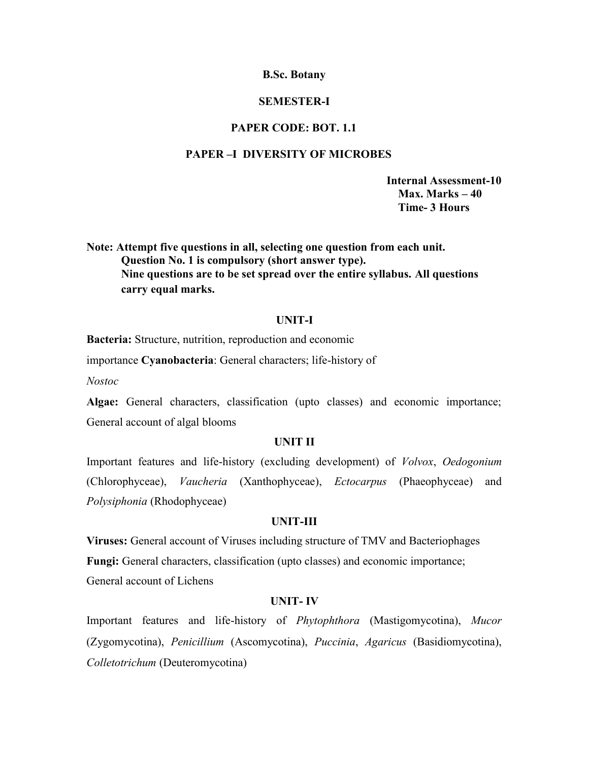**B.Sc. Botany**

**SEMESTER-I**

**PAPER CODE: BOT. 1.1**

**PAPER –I DIVERSITY OF MICROBES**

**Internal Assessment-10**
**Max. Marks – 40**
**Time- 3 Hours**

**Note: Attempt five questions in all, selecting one question from each unit. Question No. 1 is compulsory (short answer type). Nine questions are to be set spread over the entire syllabus. All questions carry equal marks.**

**UNIT-I**

**Bacteria:** Structure, nutrition, reproduction and economic importance **Cyanobacteria**: General characters; life-history of *Nostoc*

**Algae:** General characters, classification (upto classes) and economic importance; General account of algal blooms

**UNIT II**

Important features and life-history (excluding development) of *Volvox*, *Oedogonium* (Chlorophyceae), *Vaucheria* (Xanthophyceae), *Ectocarpus* (Phaeophyceae) and *Polysiphonia* (Rhodophyceae)

**UNIT-III**

**Viruses:** General account of Viruses including structure of TMV and Bacteriophages

**Fungi:** General characters, classification (upto classes) and economic importance; General account of Lichens

**UNIT- IV**

Important features and life-history of *Phytophthora* (Mastigomycotina), *Mucor* (Zygomycotina), *Penicillium* (Ascomycotina), *Puccinia*, *Agaricus* (Basidiomycotina), *Colletotrichum* (Deuteromycotina)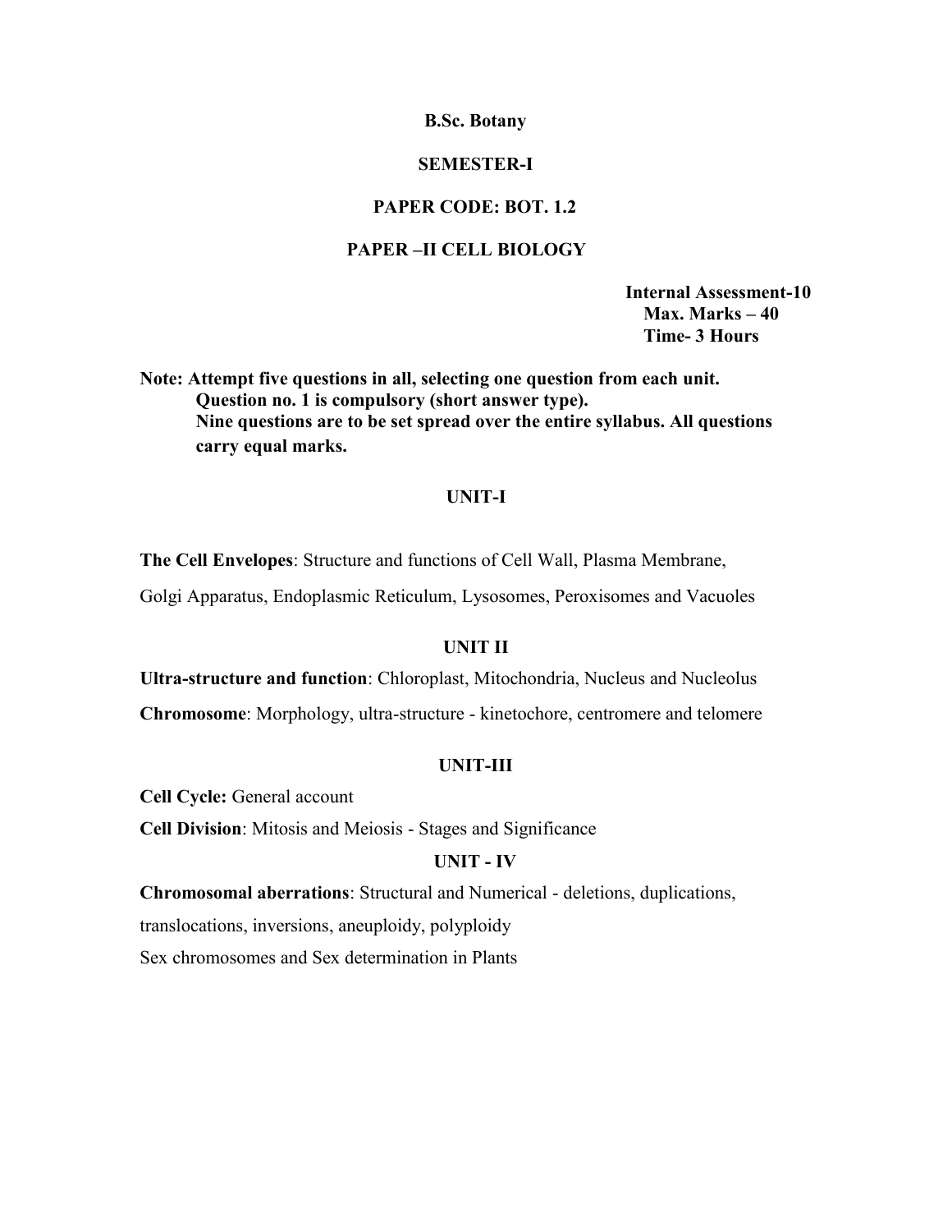# B.Sc. Botany

## SEMESTER-I

## PAPER CODE: BOT. 1.2

## PAPER –II CELL BIOLOGY

**Internal Assessment-10**
**Max. Marks – 40**
**Time- 3 Hours**

**Note: Attempt five questions in all, selecting one question from each unit.**
**Question no. 1 is compulsory (short answer type).**
**Nine questions are to be set spread over the entire syllabus. All questions carry equal marks.**

### UNIT-I

**The Cell Envelopes**: Structure and functions of Cell Wall, Plasma Membrane, Golgi Apparatus, Endoplasmic Reticulum, Lysosomes, Peroxisomes and Vacuoles

### UNIT II

**Ultra-structure and function**: Chloroplast, Mitochondria, Nucleus and Nucleolus

**Chromosome**: Morphology, ultra-structure - kinetochore, centromere and telomere

### UNIT-III

**Cell Cycle:** General account

**Cell Division**: Mitosis and Meiosis - Stages and Significance

### UNIT - IV

**Chromosomal aberrations**: Structural and Numerical - deletions, duplications, translocations, inversions, aneuploidy, polyploidy

Sex chromosomes and Sex determination in Plants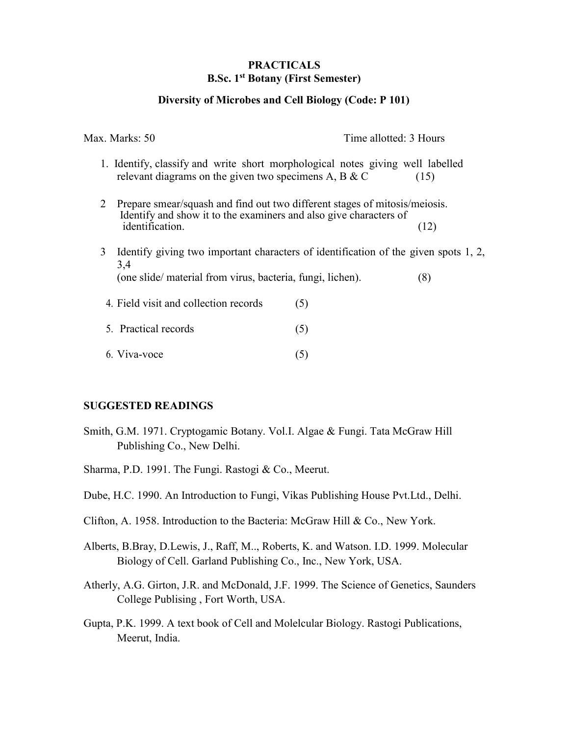# PRACTICALS

## B.Sc. 1st Botany (First Semester)

### Diversity of Microbes and Cell Biology (Code: P 101)

Max. Marks: 50 Time allotted: 3 Hours

1. Identify, classify and write short morphological notes giving well labelled relevant diagrams on the given two specimens A, B & C (15)

2. Prepare smear/squash and find out two different stages of mitosis/meiosis. Identify and show it to the examiners and also give characters of identification. (12)

3. Identify giving two important characters of identification of the given spots 1, 2, 3,4 (one slide/ material from virus, bacteria, fungi, lichen). (8)

4. Field visit and collection records (5)

5. Practical records (5)

6. Viva-voce (5)

**SUGGESTED READINGS**

Smith, G.M. 1971. Cryptogamic Botany. Vol.I. Algae & Fungi. Tata McGraw Hill Publishing Co., New Delhi.

Sharma, P.D. 1991. The Fungi. Rastogi & Co., Meerut.

Dube, H.C. 1990. An Introduction to Fungi, Vikas Publishing House Pvt.Ltd., Delhi.

Clifton, A. 1958. Introduction to the Bacteria: McGraw Hill & Co., New York.

Alberts, B.Bray, D.Lewis, J., Raff, M.., Roberts, K. and Watson. I.D. 1999. Molecular Biology of Cell. Garland Publishing Co., Inc., New York, USA.

Atherly, A.G. Girton, J.R. and McDonald, J.F. 1999. The Science of Genetics, Saunders College Publising , Fort Worth, USA.

Gupta, P.K. 1999. A text book of Cell and Molelcular Biology. Rastogi Publications, Meerut, India.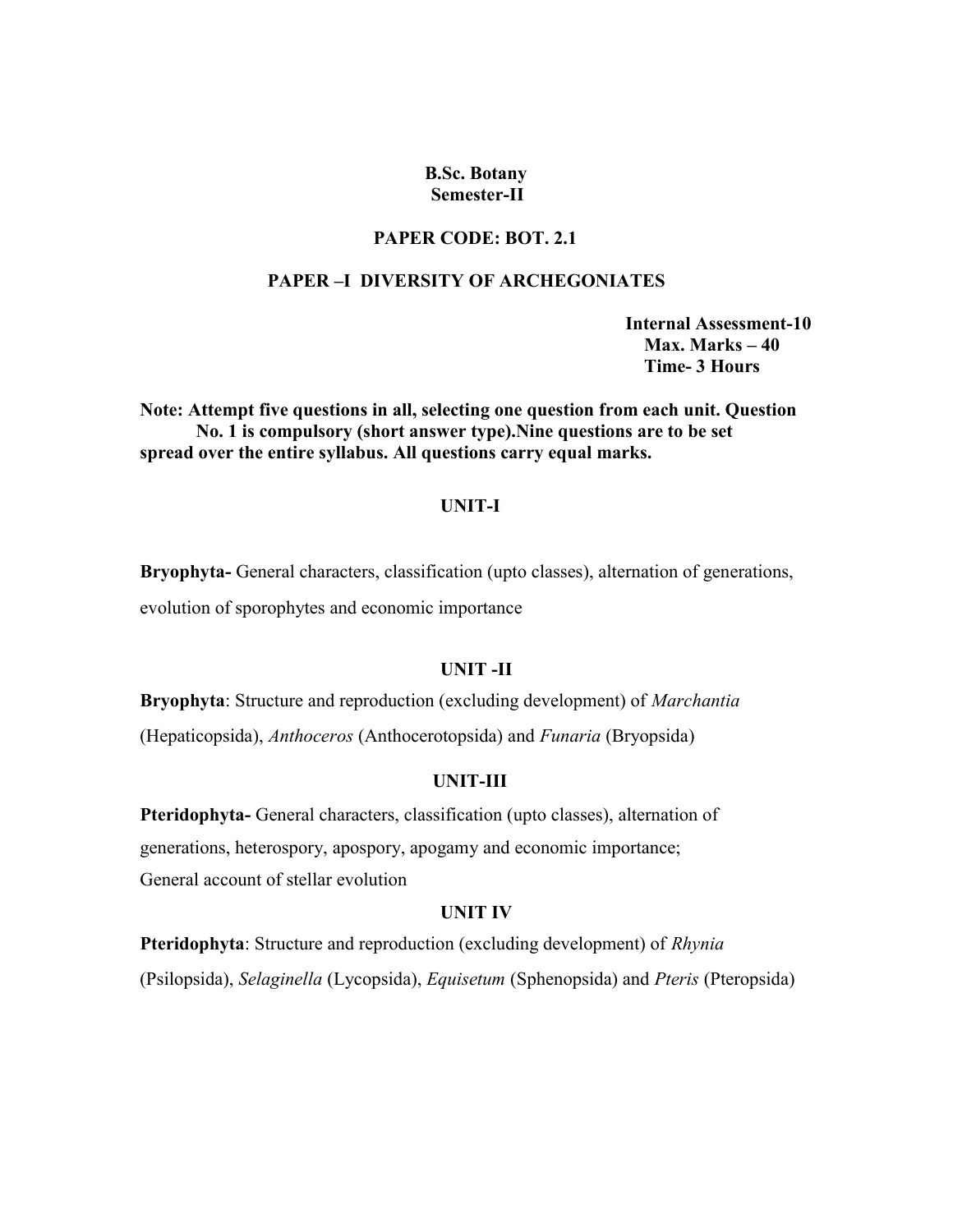**B.Sc. Botany**
**Semester-II**

**PAPER CODE: BOT. 2.1**

**PAPER –I DIVERSITY OF ARCHEGONIATES**

**Internal Assessment-10**
**Max. Marks – 40**
**Time- 3 Hours**

**Note: Attempt five questions in all, selecting one question from each unit. Question No. 1 is compulsory (short answer type).Nine questions are to be set spread over the entire syllabus. All questions carry equal marks.**

## UNIT-I

**Bryophyta-** General characters, classification (upto classes), alternation of generations, evolution of sporophytes and economic importance

## UNIT -II

**Bryophyta**: Structure and reproduction (excluding development) of *Marchantia* (Hepaticopsida), *Anthoceros* (Anthocerotopsida) and *Funaria* (Bryopsida)

## UNIT-III

**Pteridophyta-** General characters, classification (upto classes), alternation of generations, heterospory, apospory, apogamy and economic importance;
General account of stellar evolution

## UNIT IV

**Pteridophyta**: Structure and reproduction (excluding development) of *Rhynia* (Psilopsida), *Selaginella* (Lycopsida), *Equisetum* (Sphenopsida) and *Pteris* (Pteropsida)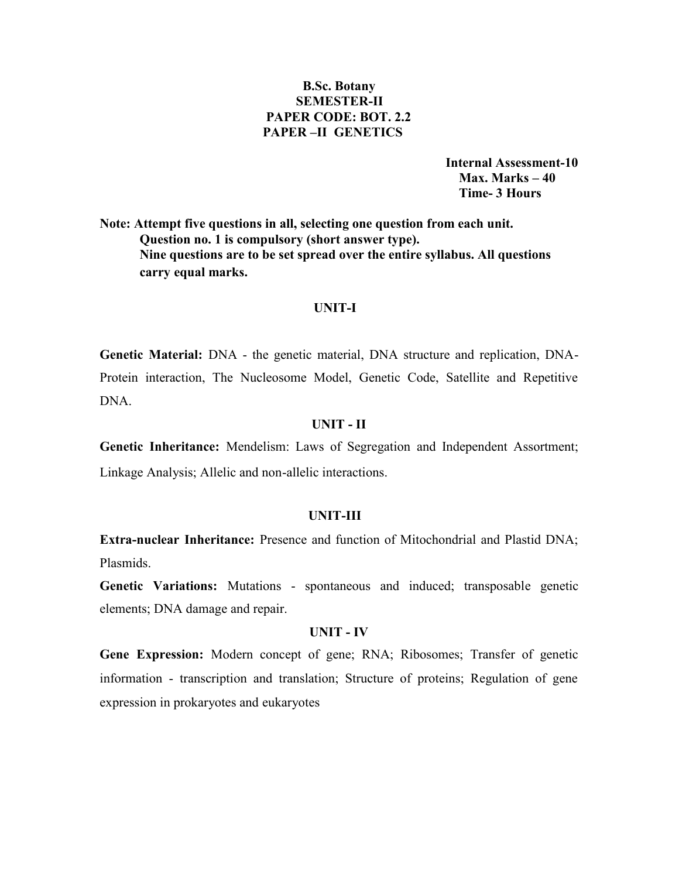# B.Sc. Botany
## SEMESTER-II
## PAPER CODE: BOT. 2.2
## PAPER –II GENETICS

**Internal Assessment-10**
**Max. Marks – 40**
**Time- 3 Hours**

**Note: Attempt five questions in all, selecting one question from each unit. Question no. 1 is compulsory (short answer type). Nine questions are to be set spread over the entire syllabus. All questions carry equal marks.**

### UNIT-I

**Genetic Material:** DNA - the genetic material, DNA structure and replication, DNA-Protein interaction, The Nucleosome Model, Genetic Code, Satellite and Repetitive DNA.

### UNIT - II

**Genetic Inheritance:** Mendelism: Laws of Segregation and Independent Assortment; Linkage Analysis; Allelic and non-allelic interactions.

### UNIT-III

**Extra-nuclear Inheritance:** Presence and function of Mitochondrial and Plastid DNA; Plasmids.

**Genetic Variations:** Mutations - spontaneous and induced; transposable genetic elements; DNA damage and repair.

### UNIT - IV

**Gene Expression:** Modern concept of gene; RNA; Ribosomes; Transfer of genetic information - transcription and translation; Structure of proteins; Regulation of gene expression in prokaryotes and eukaryotes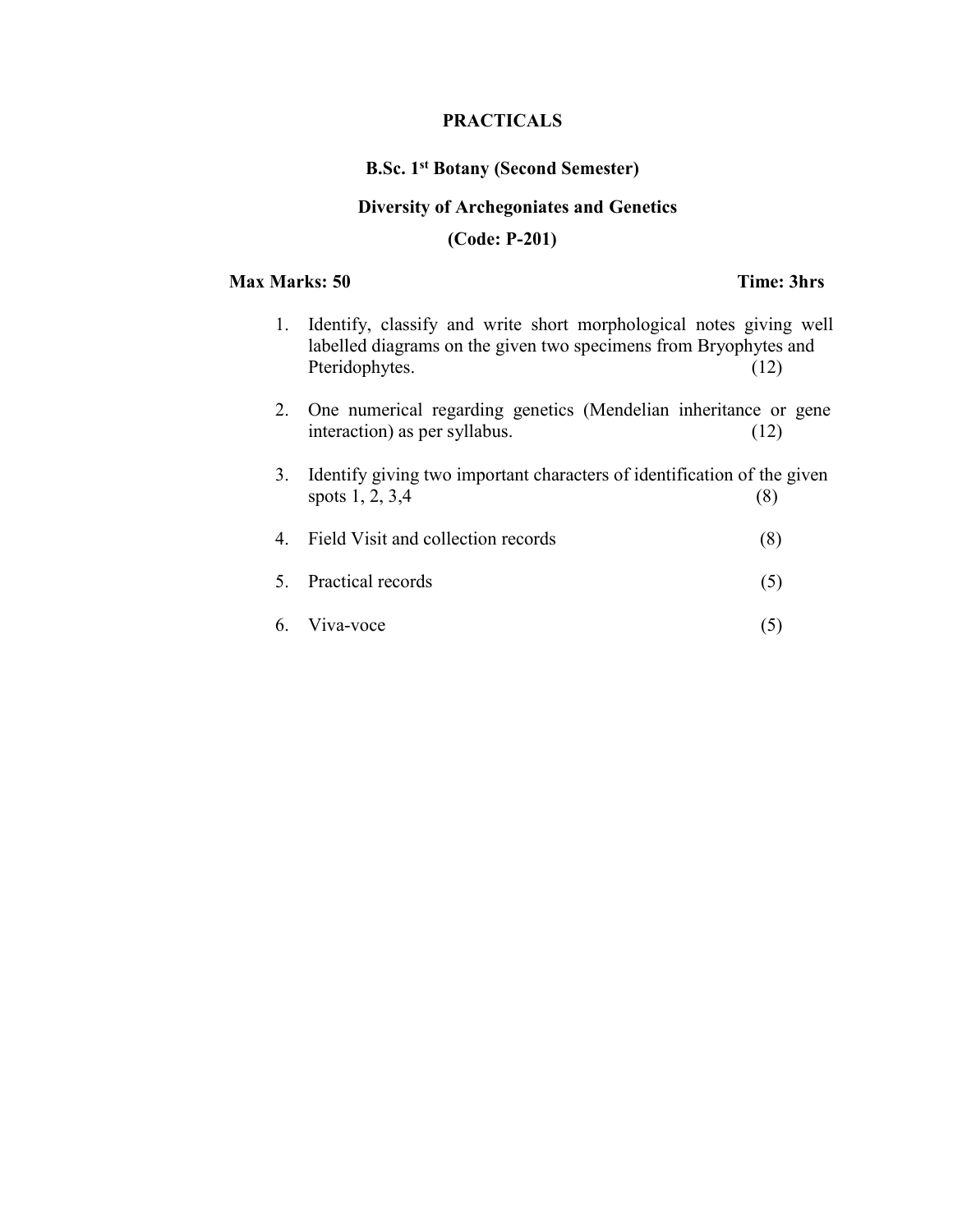## PRACTICALS

### B.Sc. 1st Botany (Second Semester)

### Diversity of Archegoniates and Genetics

### (Code: P-201)

**Max Marks: 50** **Time: 3hrs**

1. Identify, classify and write short morphological notes giving well labelled diagrams on the given two specimens from Bryophytes and Pteridophytes. (12)
2. One numerical regarding genetics (Mendelian inheritance or gene interaction) as per syllabus. (12)
3. Identify giving two important characters of identification of the given spots 1, 2, 3,4 (8)
4. Field Visit and collection records (8)
5. Practical records (5)
6. Viva-voce (5)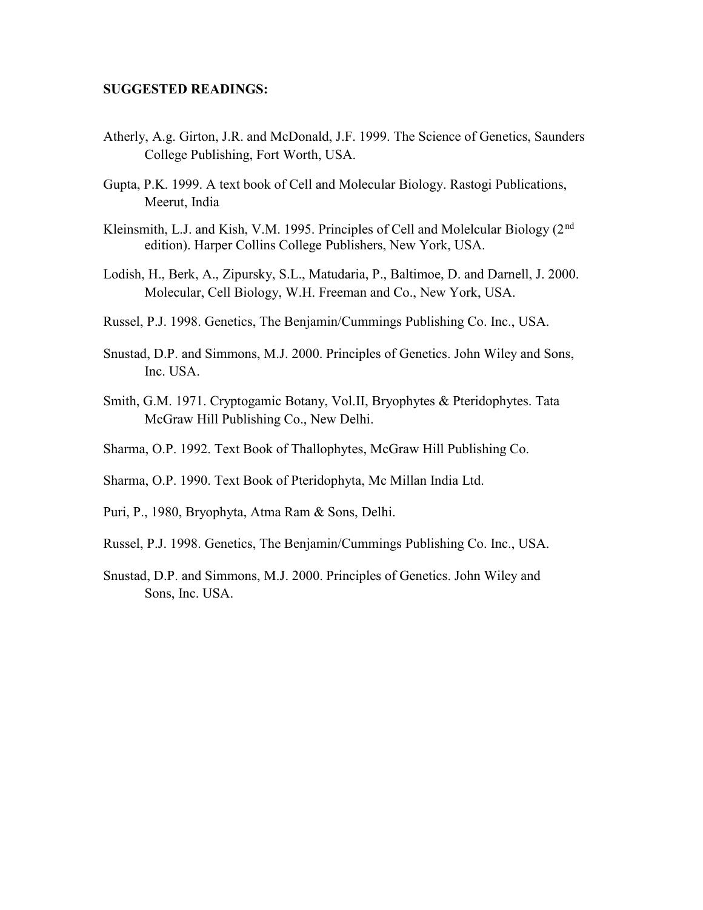**SUGGESTED READINGS:**

Atherly, A.g. Girton, J.R. and McDonald, J.F. 1999. The Science of Genetics, Saunders College Publishing, Fort Worth, USA.

Gupta, P.K. 1999. A text book of Cell and Molecular Biology. Rastogi Publications, Meerut, India

Kleinsmith, L.J. and Kish, V.M. 1995. Principles of Cell and Molelcular Biology (2nd edition). Harper Collins College Publishers, New York, USA.

Lodish, H., Berk, A., Zipursky, S.L., Matudaria, P., Baltimoe, D. and Darnell, J. 2000. Molecular, Cell Biology, W.H. Freeman and Co., New York, USA.

Russel, P.J. 1998. Genetics, The Benjamin/Cummings Publishing Co. Inc., USA.

Snustad, D.P. and Simmons, M.J. 2000. Principles of Genetics. John Wiley and Sons, Inc. USA.

Smith, G.M. 1971. Cryptogamic Botany, Vol.II, Bryophytes & Pteridophytes. Tata McGraw Hill Publishing Co., New Delhi.

Sharma, O.P. 1992. Text Book of Thallophytes, McGraw Hill Publishing Co.

Sharma, O.P. 1990. Text Book of Pteridophyta, Mc Millan India Ltd.

Puri, P., 1980, Bryophyta, Atma Ram & Sons, Delhi.

Russel, P.J. 1998. Genetics, The Benjamin/Cummings Publishing Co. Inc., USA.

Snustad, D.P. and Simmons, M.J. 2000. Principles of Genetics. John Wiley and Sons, Inc. USA.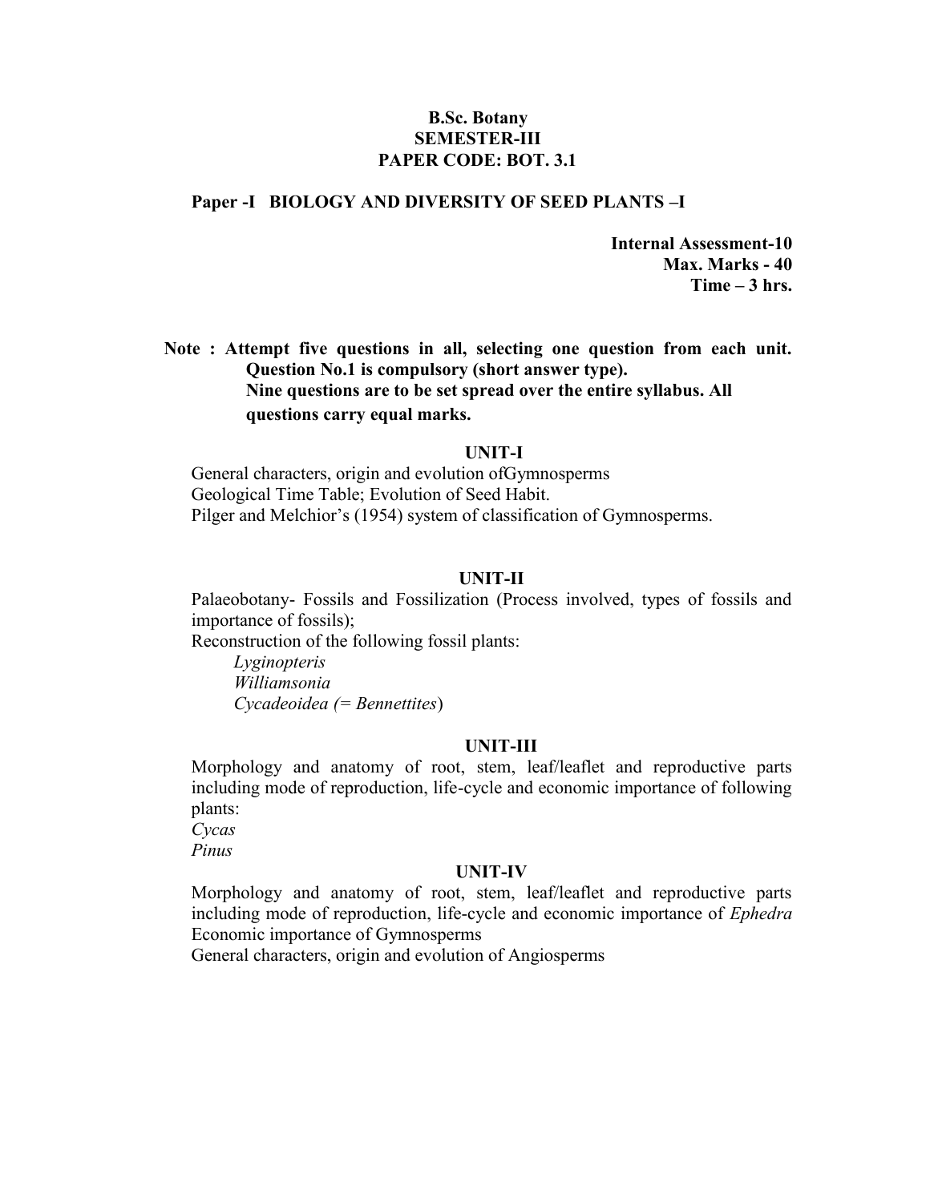# B.Sc. Botany
## SEMESTER-III
## PAPER CODE: BOT. 3.1

### Paper -I BIOLOGY AND DIVERSITY OF SEED PLANTS –I

**Internal Assessment-10**
**Max. Marks - 40**
**Time – 3 hrs.**

**Note : Attempt five questions in all, selecting one question from each unit. Question No.1 is compulsory (short answer type). Nine questions are to be set spread over the entire syllabus. All questions carry equal marks.**

#### UNIT-I

General characters, origin and evolution ofGymnosperms
Geological Time Table; Evolution of Seed Habit.
Pilger and Melchior's (1954) system of classification of Gymnosperms.

#### UNIT-II

Palaeobotany- Fossils and Fossilization (Process involved, types of fossils and importance of fossils);
Reconstruction of the following fossil plants:

*Lyginopteris*
*Williamsonia*
*Cycadeoidea (= Bennettites*)

#### UNIT-III

Morphology and anatomy of root, stem, leaf/leaflet and reproductive parts including mode of reproduction, life-cycle and economic importance of following plants:

*Cycas*
*Pinus*

#### UNIT-IV

Morphology and anatomy of root, stem, leaf/leaflet and reproductive parts including mode of reproduction, life-cycle and economic importance of *Ephedra*
Economic importance of Gymnosperms
General characters, origin and evolution of Angiosperms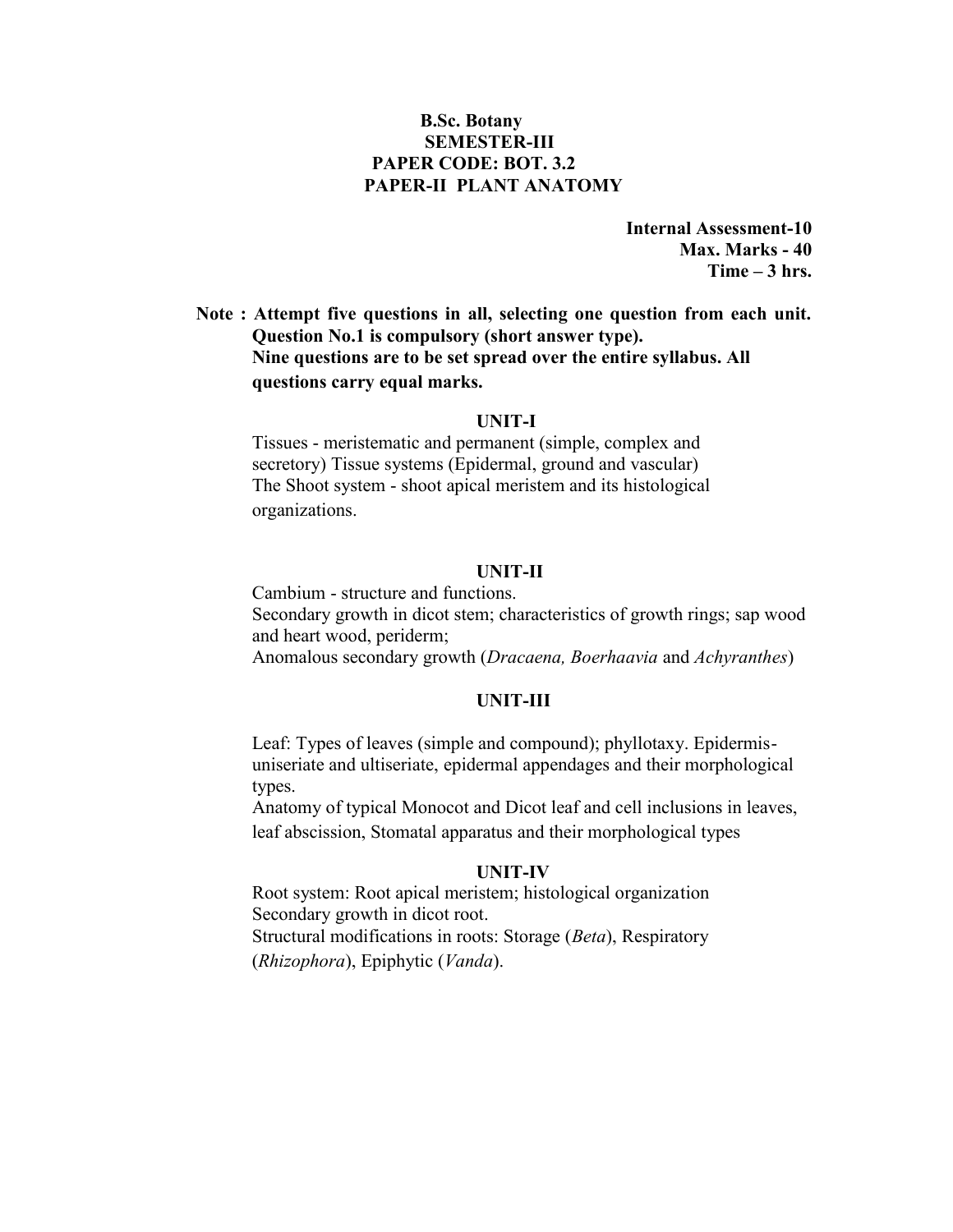**B.Sc. Botany**
**SEMESTER-III**
**PAPER CODE: BOT. 3.2**
**PAPER-II PLANT ANATOMY**

**Internal Assessment-10**
**Max. Marks - 40**
**Time – 3 hrs.**

**Note : Attempt five questions in all, selecting one question from each unit. Question No.1 is compulsory (short answer type). Nine questions are to be set spread over the entire syllabus. All questions carry equal marks.**

## UNIT-I

Tissues - meristematic and permanent (simple, complex and secretory) Tissue systems (Epidermal, ground and vascular) The Shoot system - shoot apical meristem and its histological organizations.

## UNIT-II

Cambium - structure and functions.
Secondary growth in dicot stem; characteristics of growth rings; sap wood and heart wood, periderm;
Anomalous secondary growth (*Dracaena, Boerhaavia* and *Achyranthes*)

## UNIT-III

Leaf: Types of leaves (simple and compound); phyllotaxy. Epidermis- uniseriate and ultiseriate, epidermal appendages and their morphological types.
Anatomy of typical Monocot and Dicot leaf and cell inclusions in leaves, leaf abscission, Stomatal apparatus and their morphological types

## UNIT-IV

Root system: Root apical meristem; histological organization
Secondary growth in dicot root.
Structural modifications in roots: Storage (*Beta*), Respiratory (*Rhizophora*), Epiphytic (*Vanda*).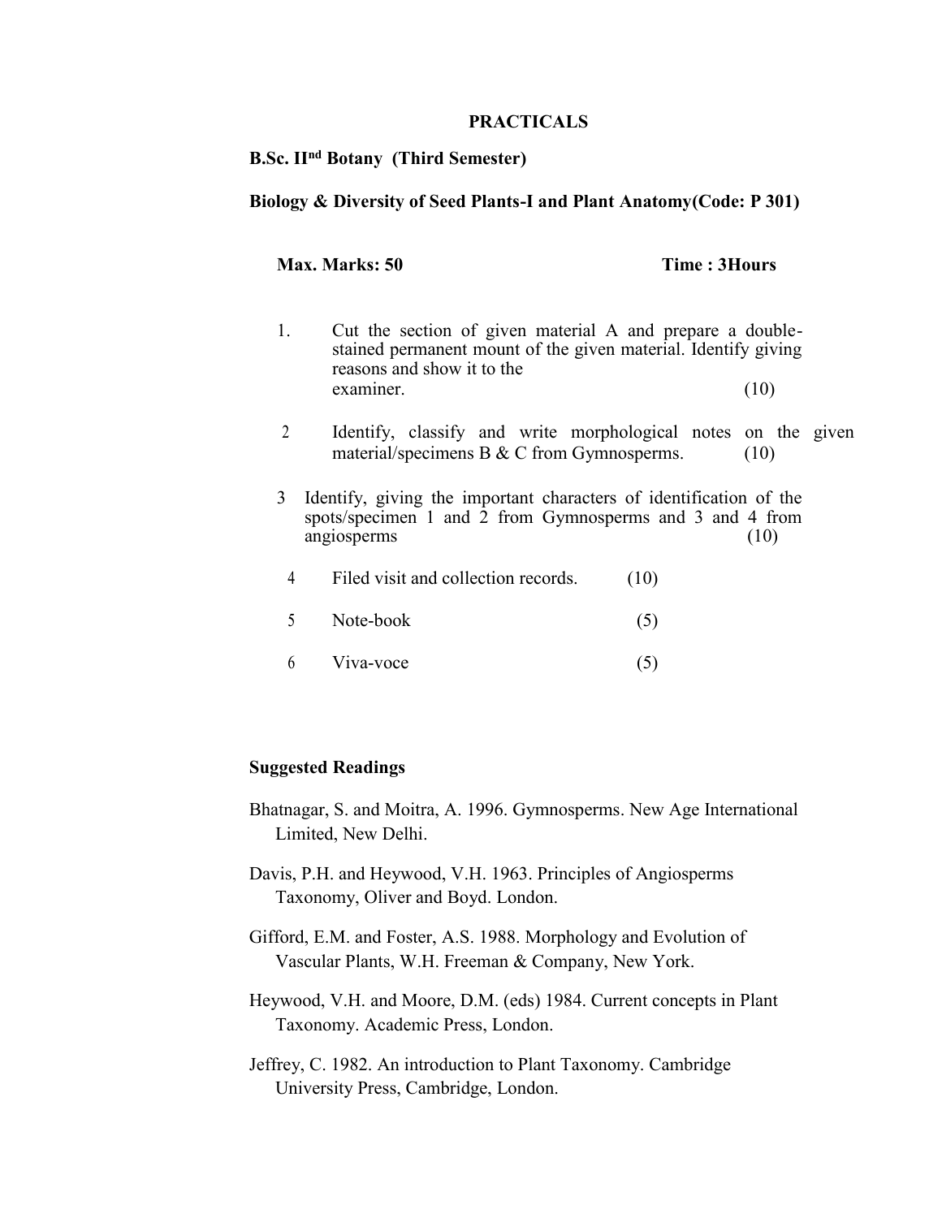# PRACTICALS

**B.Sc. II^nd Botany (Third Semester)**

**Biology & Diversity of Seed Plants-I and Plant Anatomy(Code: P 301)**

**Max. Marks: 50** **Time : 3Hours**

1. Cut the section of given material A and prepare a double-stained permanent mount of the given material. Identify giving reasons and show it to the examiner. (10)

2. Identify, classify and write morphological notes on the given material/specimens B & C from Gymnosperms. (10)

3. Identify, giving the important characters of identification of the spots/specimen 1 and 2 from Gymnosperms and 3 and 4 from angiosperms (10)

4. Filed visit and collection records. (10)

5. Note-book (5)

6. Viva-voce (5)

**Suggested Readings**

Bhatnagar, S. and Moitra, A. 1996. Gymnosperms. New Age International Limited, New Delhi.

Davis, P.H. and Heywood, V.H. 1963. Principles of Angiosperms Taxonomy, Oliver and Boyd. London.

Gifford, E.M. and Foster, A.S. 1988. Morphology and Evolution of Vascular Plants, W.H. Freeman & Company, New York.

Heywood, V.H. and Moore, D.M. (eds) 1984. Current concepts in Plant Taxonomy. Academic Press, London.

Jeffrey, C. 1982. An introduction to Plant Taxonomy. Cambridge University Press, Cambridge, London.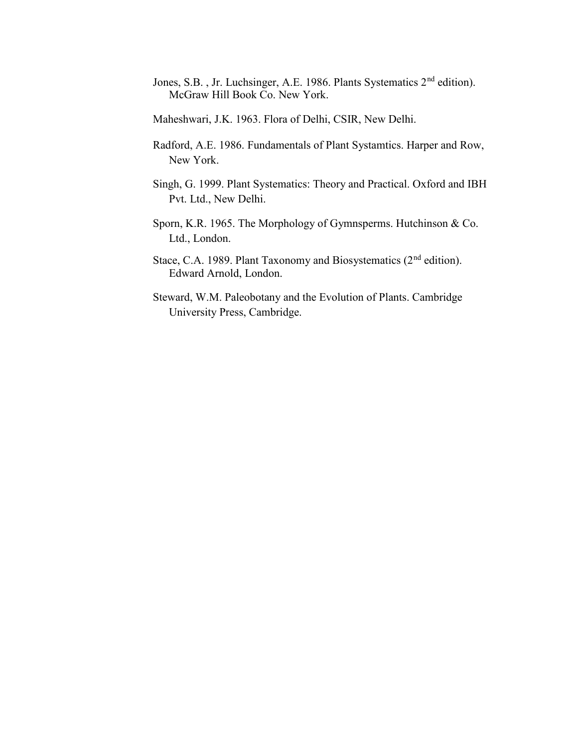Jones, S.B. , Jr. Luchsinger, A.E. 1986. Plants Systematics 2nd edition). McGraw Hill Book Co. New York.

Maheshwari, J.K. 1963. Flora of Delhi, CSIR, New Delhi.

Radford, A.E. 1986. Fundamentals of Plant Systamtics. Harper and Row, New York.

Singh, G. 1999. Plant Systematics: Theory and Practical. Oxford and IBH Pvt. Ltd., New Delhi.

Sporn, K.R. 1965. The Morphology of Gymnsperms. Hutchinson & Co. Ltd., London.

Stace, C.A. 1989. Plant Taxonomy and Biosystematics (2nd edition). Edward Arnold, London.

Steward, W.M. Paleobotany and the Evolution of Plants. Cambridge University Press, Cambridge.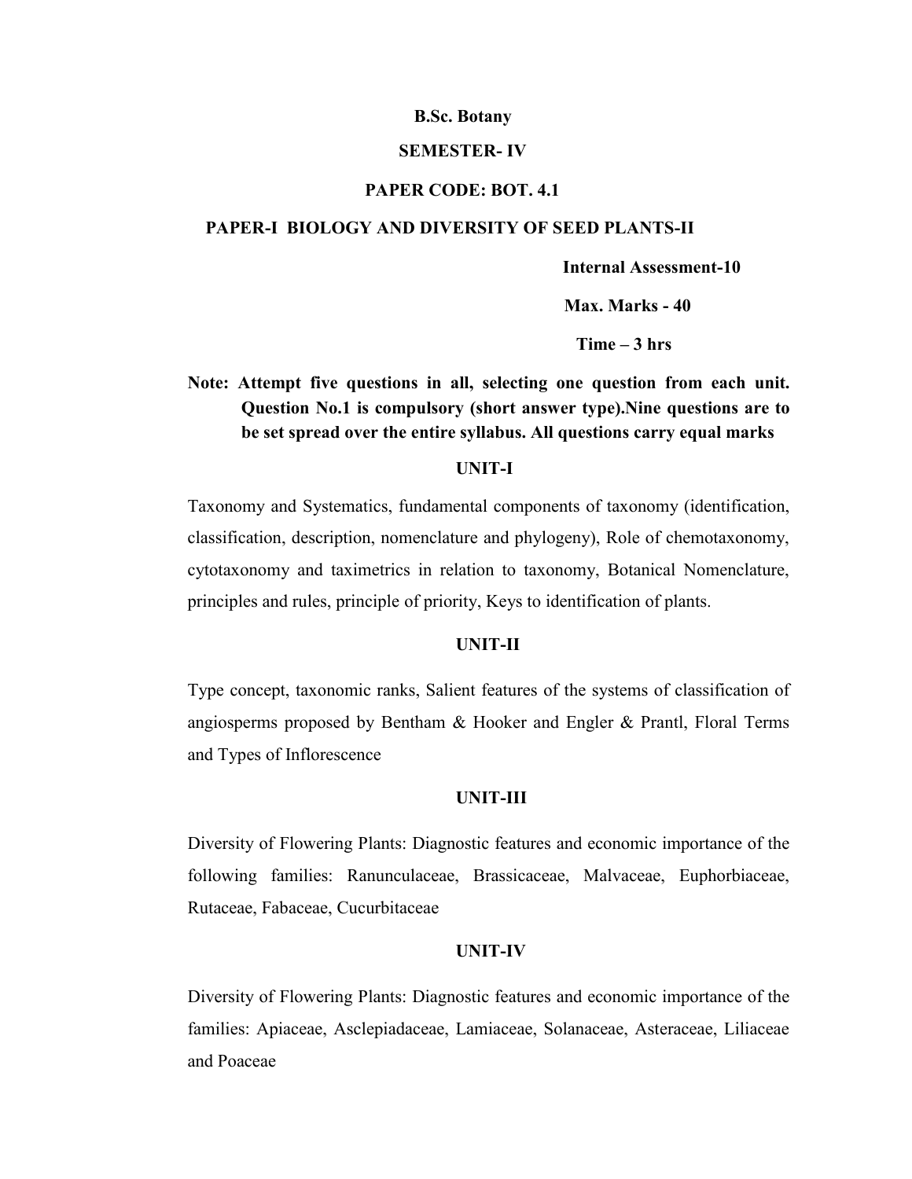**B.Sc. Botany**

**SEMESTER- IV**

**PAPER CODE: BOT. 4.1**

**PAPER-I BIOLOGY AND DIVERSITY OF SEED PLANTS-II**

**Internal Assessment-10**

**Max. Marks - 40**

**Time – 3 hrs**

**Note: Attempt five questions in all, selecting one question from each unit. Question No.1 is compulsory (short answer type).Nine questions are to be set spread over the entire syllabus. All questions carry equal marks**

**UNIT-I**

Taxonomy and Systematics, fundamental components of taxonomy (identification, classification, description, nomenclature and phylogeny), Role of chemotaxonomy, cytotaxonomy and taximetrics in relation to taxonomy, Botanical Nomenclature, principles and rules, principle of priority, Keys to identification of plants.

**UNIT-II**

Type concept, taxonomic ranks, Salient features of the systems of classification of angiosperms proposed by Bentham & Hooker and Engler & Prantl, Floral Terms and Types of Inflorescence

**UNIT-III**

Diversity of Flowering Plants: Diagnostic features and economic importance of the following families: Ranunculaceae, Brassicaceae, Malvaceae, Euphorbiaceae, Rutaceae, Fabaceae, Cucurbitaceae

**UNIT-IV**

Diversity of Flowering Plants: Diagnostic features and economic importance of the families: Apiaceae, Asclepiadaceae, Lamiaceae, Solanaceae, Asteraceae, Liliaceae and Poaceae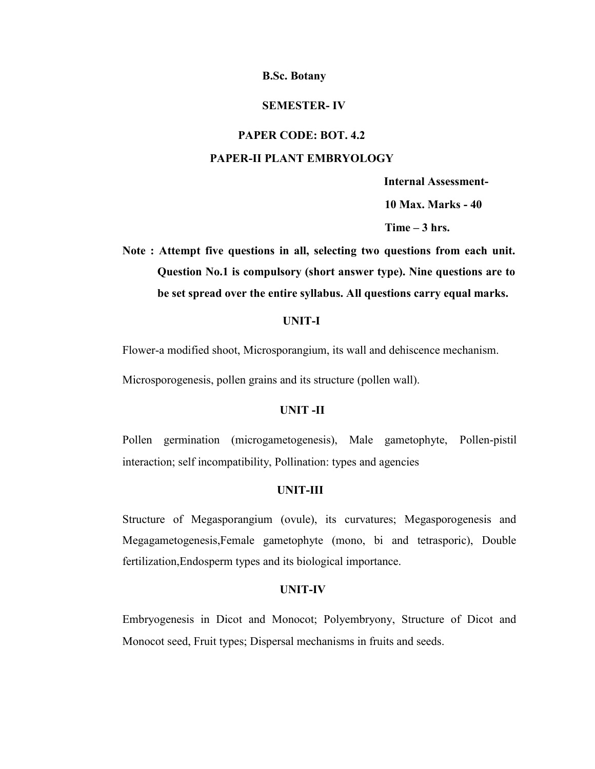**B.Sc. Botany**

**SEMESTER- IV**

**PAPER CODE: BOT. 4.2**

**PAPER-II PLANT EMBRYOLOGY**

**Internal Assessment-**

**10 Max. Marks - 40**

**Time – 3 hrs.**

**Note : Attempt five questions in all, selecting two questions from each unit. Question No.1 is compulsory (short answer type). Nine questions are to be set spread over the entire syllabus. All questions carry equal marks.**

**UNIT-I**

Flower-a modified shoot, Microsporangium, its wall and dehiscence mechanism.

Microsporogenesis, pollen grains and its structure (pollen wall).

**UNIT -II**

Pollen germination (microgametogenesis), Male gametophyte, Pollen-pistil interaction; self incompatibility, Pollination: types and agencies

**UNIT-III**

Structure of Megasporangium (ovule), its curvatures; Megasporogenesis and Megagametogenesis,Female gametophyte (mono, bi and tetrasporic), Double fertilization,Endosperm types and its biological importance.

**UNIT-IV**

Embryogenesis in Dicot and Monocot; Polyembryony, Structure of Dicot and Monocot seed, Fruit types; Dispersal mechanisms in fruits and seeds.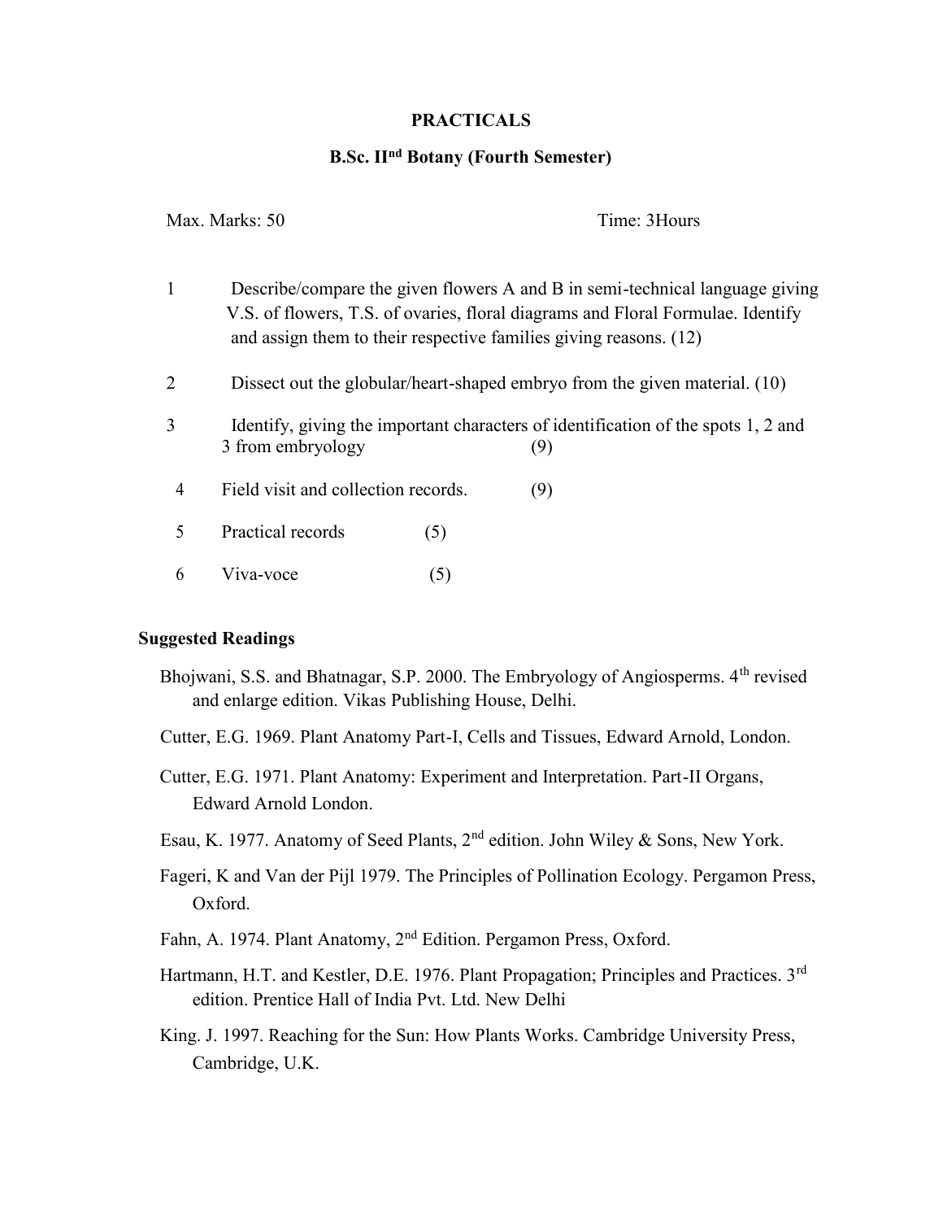## PRACTICALS

### B.Sc. II[nd] Botany (Fourth Semester)

Max. Marks: 50 Time: 3Hours

1. Describe/compare the given flowers A and B in semi-technical language giving V.S. of flowers, T.S. of ovaries, floral diagrams and Floral Formulae. Identify and assign them to their respective families giving reasons. (12)
2. Dissect out the globular/heart-shaped embryo from the given material. (10)
3. Identify, giving the important characters of identification of the spots 1, 2 and 3 from embryology (9)
4. Field visit and collection records. (9)
5. Practical records (5)
6. Viva-voce (5)

**Suggested Readings**

Bhojwani, S.S. and Bhatnagar, S.P. 2000. The Embryology of Angiosperms. 4[th] revised and enlarge edition. Vikas Publishing House, Delhi.

Cutter, E.G. 1969. Plant Anatomy Part-I, Cells and Tissues, Edward Arnold, London.

Cutter, E.G. 1971. Plant Anatomy: Experiment and Interpretation. Part-II Organs, Edward Arnold London.

Esau, K. 1977. Anatomy of Seed Plants, 2[nd] edition. John Wiley & Sons, New York.

Fageri, K and Van der Pijl 1979. The Principles of Pollination Ecology. Pergamon Press, Oxford.

Fahn, A. 1974. Plant Anatomy, 2[nd] Edition. Pergamon Press, Oxford.

Hartmann, H.T. and Kestler, D.E. 1976. Plant Propagation; Principles and Practices. 3[rd] edition. Prentice Hall of India Pvt. Ltd. New Delhi

King. J. 1997. Reaching for the Sun: How Plants Works. Cambridge University Press, Cambridge, U.K.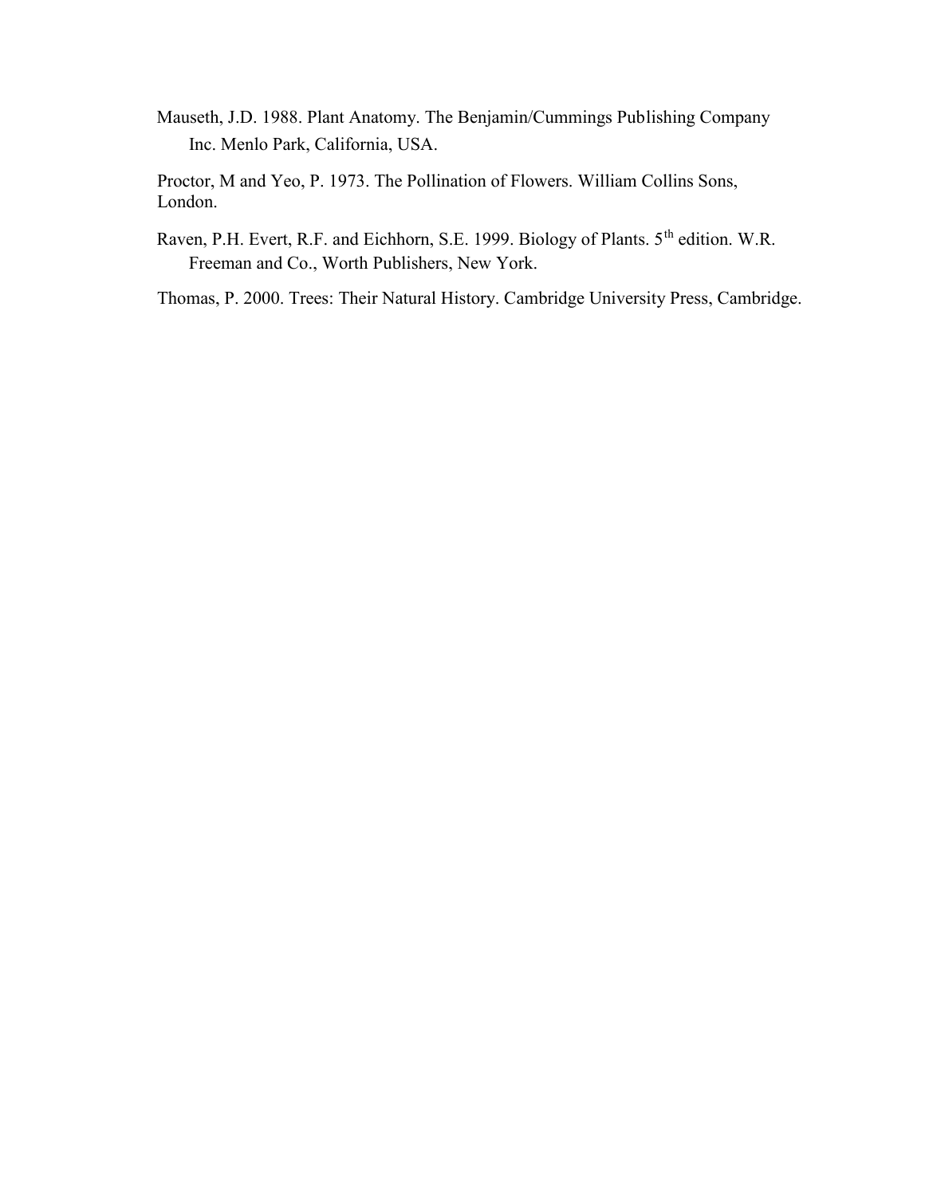Mauseth, J.D. 1988. Plant Anatomy. The Benjamin/Cummings Publishing Company Inc. Menlo Park, California, USA.

Proctor, M and Yeo, P. 1973. The Pollination of Flowers. William Collins Sons, London.

Raven, P.H. Evert, R.F. and Eichhorn, S.E. 1999. Biology of Plants. 5th edition. W.R. Freeman and Co., Worth Publishers, New York.

Thomas, P. 2000. Trees: Their Natural History. Cambridge University Press, Cambridge.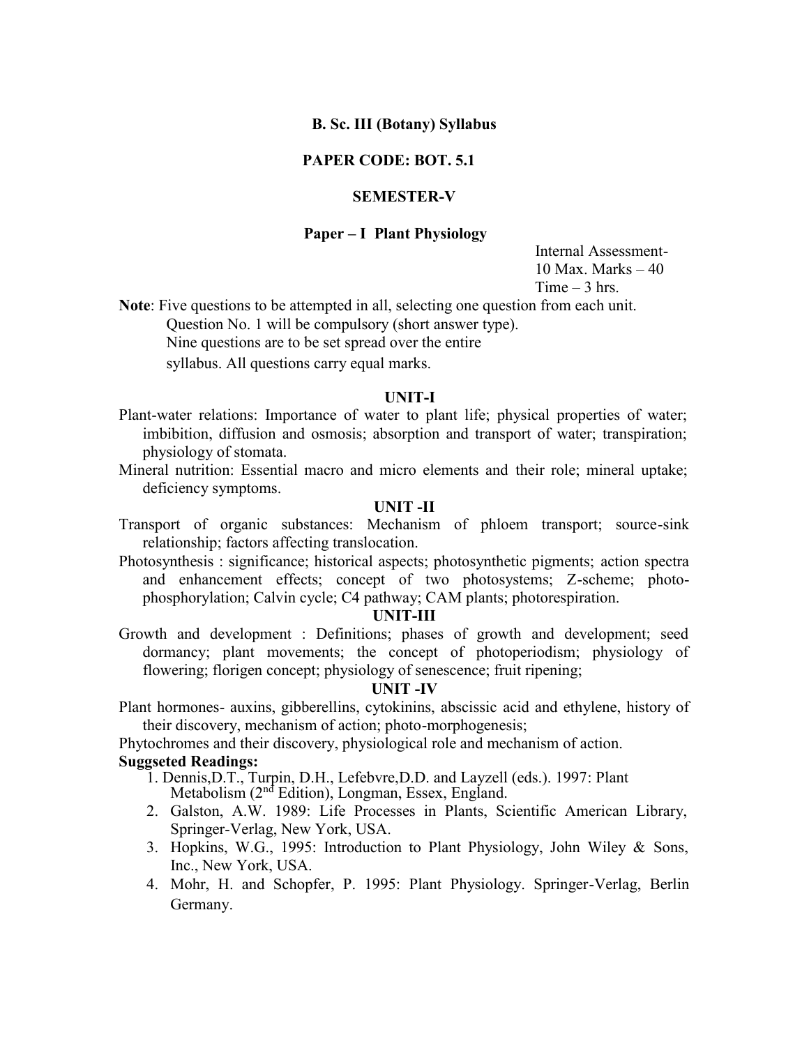**B. Sc. III (Botany) Syllabus**

**PAPER CODE: BOT. 5.1**

**SEMESTER-V**

**Paper – I Plant Physiology**

Internal Assessment-
10 Max. Marks – 40
Time – 3 hrs.

**Note**: Five questions to be attempted in all, selecting one question from each unit.
Question No. 1 will be compulsory (short answer type).
Nine questions are to be set spread over the entire
syllabus. All questions carry equal marks.

**UNIT-I**

Plant-water relations: Importance of water to plant life; physical properties of water; imbibition, diffusion and osmosis; absorption and transport of water; transpiration; physiology of stomata.

Mineral nutrition: Essential macro and micro elements and their role; mineral uptake; deficiency symptoms.

**UNIT -II**

Transport of organic substances: Mechanism of phloem transport; source-sink relationship; factors affecting translocation.

Photosynthesis : significance; historical aspects; photosynthetic pigments; action spectra and enhancement effects; concept of two photosystems; Z-scheme; photo-phosphorylation; Calvin cycle; C4 pathway; CAM plants; photorespiration.

**UNIT-III**

Growth and development : Definitions; phases of growth and development; seed dormancy; plant movements; the concept of photoperiodism; physiology of flowering; florigen concept; physiology of senescence; fruit ripening;

**UNIT -IV**

Plant hormones- auxins, gibberellins, cytokinins, abscissic acid and ethylene, history of their discovery, mechanism of action; photo-morphogenesis;

Phytochromes and their discovery, physiological role and mechanism of action.

**Suggseted Readings:**

1. Dennis,D.T., Turpin, D.H., Lefebvre,D.D. and Layzell (eds.). 1997: Plant Metabolism (2nd Edition), Longman, Essex, England.
2. Galston, A.W. 1989: Life Processes in Plants, Scientific American Library, Springer-Verlag, New York, USA.
3. Hopkins, W.G., 1995: Introduction to Plant Physiology, John Wiley & Sons, Inc., New York, USA.
4. Mohr, H. and Schopfer, P. 1995: Plant Physiology. Springer-Verlag, Berlin Germany.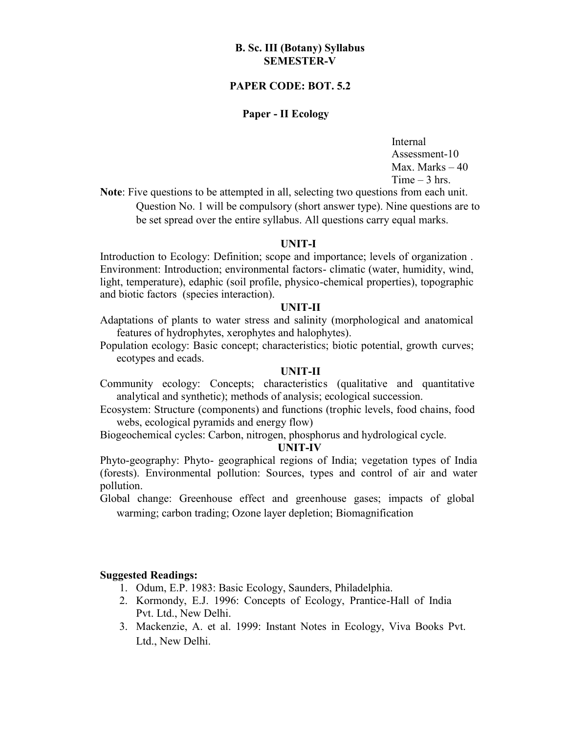## B. Sc. III (Botany) Syllabus
## SEMESTER-V

### PAPER CODE: BOT. 5.2

### Paper - II Ecology

Internal
Assessment-10
Max. Marks – 40
Time – 3 hrs.

**Note**: Five questions to be attempted in all, selecting two questions from each unit. Question No. 1 will be compulsory (short answer type). Nine questions are to be set spread over the entire syllabus. All questions carry equal marks.

### UNIT-I

Introduction to Ecology: Definition; scope and importance; levels of organization . Environment: Introduction; environmental factors- climatic (water, humidity, wind, light, temperature), edaphic (soil profile, physico-chemical properties), topographic and biotic factors (species interaction).

### UNIT-II

Adaptations of plants to water stress and salinity (morphological and anatomical features of hydrophytes, xerophytes and halophytes).

Population ecology: Basic concept; characteristics; biotic potential, growth curves; ecotypes and ecads.

### UNIT-II

Community ecology: Concepts; characteristics (qualitative and quantitative analytical and synthetic); methods of analysis; ecological succession.

Ecosystem: Structure (components) and functions (trophic levels, food chains, food webs, ecological pyramids and energy flow)

Biogeochemical cycles: Carbon, nitrogen, phosphorus and hydrological cycle.

### UNIT-IV

Phyto-geography: Phyto- geographical regions of India; vegetation types of India (forests). Environmental pollution: Sources, types and control of air and water pollution.

Global change: Greenhouse effect and greenhouse gases; impacts of global warming; carbon trading; Ozone layer depletion; Biomagnification

**Suggested Readings:**

1. Odum, E.P. 1983: Basic Ecology, Saunders, Philadelphia.
2. Kormondy, E.J. 1996: Concepts of Ecology, Prantice-Hall of India Pvt. Ltd., New Delhi.
3. Mackenzie, A. et al. 1999: Instant Notes in Ecology, Viva Books Pvt. Ltd., New Delhi.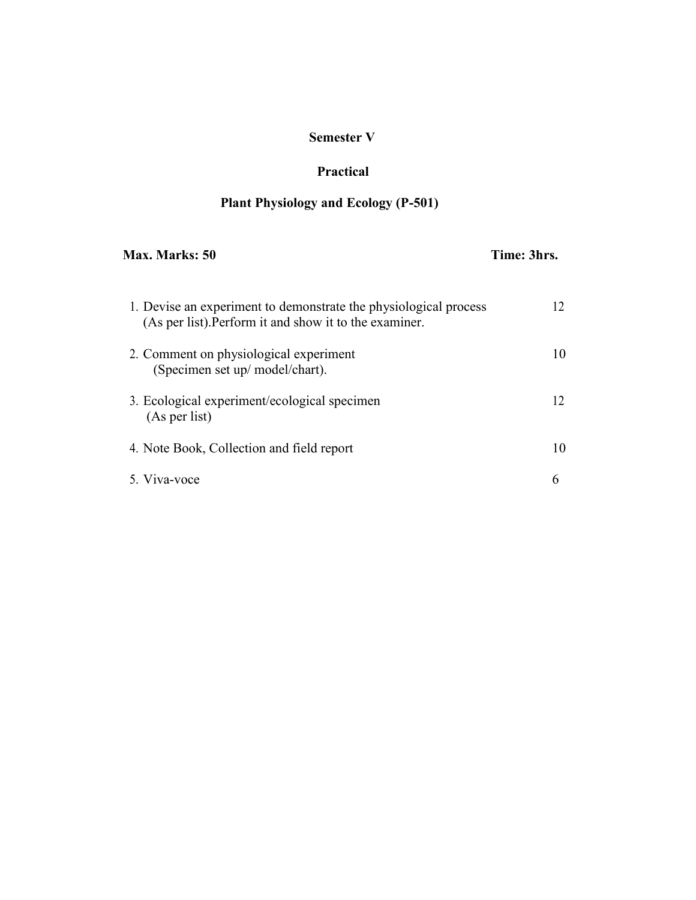# Semester V

## Practical

## Plant Physiology and Ecology (P-501)

**Max. Marks: 50** **Time: 3hrs.**

| | |
|---|---|
| 1. Devise an experiment to demonstrate the physiological process (As per list).Perform it and show it to the examiner. | 12 |
| 2. Comment on physiological experiment (Specimen set up/ model/chart). | 10 |
| 3. Ecological experiment/ecological specimen (As per list) | 12 |
| 4. Note Book, Collection and field report | 10 |
| 5. Viva-voce | 6 |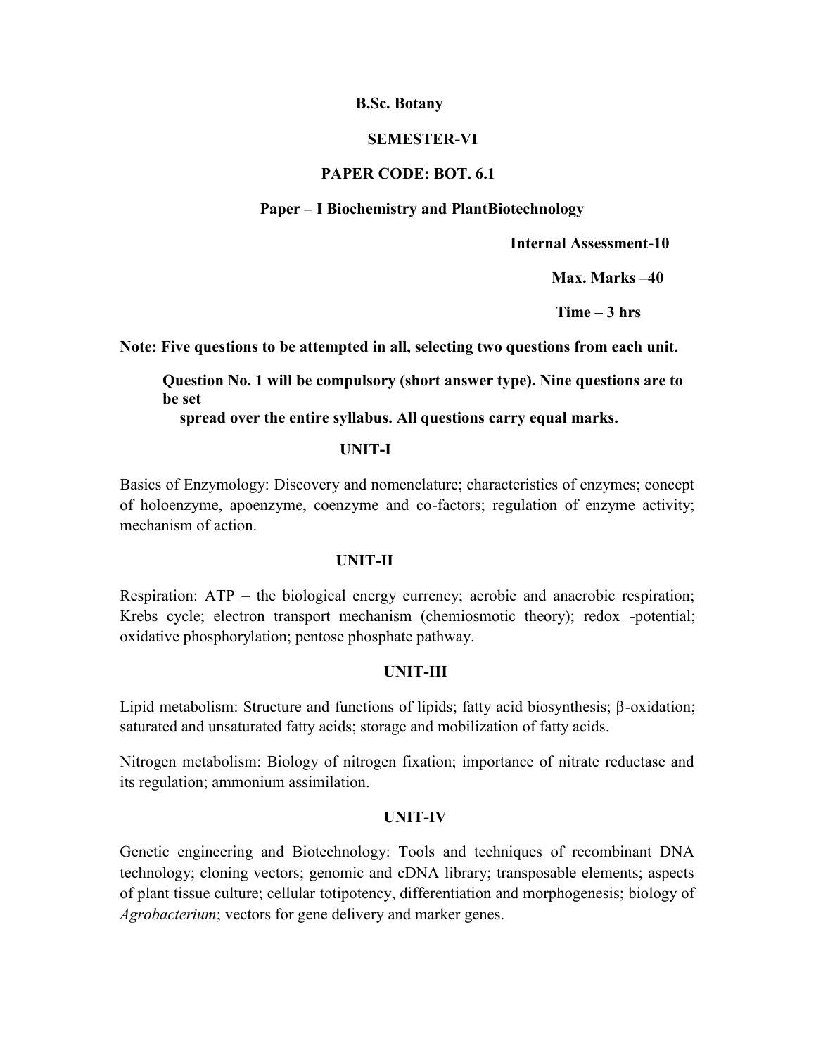**B.Sc. Botany**

**SEMESTER-VI**

**PAPER CODE: BOT. 6.1**

**Paper – I Biochemistry and PlantBiotechnology**

**Internal Assessment-10**

**Max. Marks –40**

**Time – 3 hrs**

**Note: Five questions to be attempted in all, selecting two questions from each unit.**

**Question No. 1 will be compulsory (short answer type). Nine questions are to be set spread over the entire syllabus. All questions carry equal marks.**

## UNIT-I

Basics of Enzymology: Discovery and nomenclature; characteristics of enzymes; concept of holoenzyme, apoenzyme, coenzyme and co-factors; regulation of enzyme activity; mechanism of action.

## UNIT-II

Respiration: ATP – the biological energy currency; aerobic and anaerobic respiration; Krebs cycle; electron transport mechanism (chemiosmotic theory); redox -potential; oxidative phosphorylation; pentose phosphate pathway.

## UNIT-III

Lipid metabolism: Structure and functions of lipids; fatty acid biosynthesis; β-oxidation; saturated and unsaturated fatty acids; storage and mobilization of fatty acids.

Nitrogen metabolism: Biology of nitrogen fixation; importance of nitrate reductase and its regulation; ammonium assimilation.

## UNIT-IV

Genetic engineering and Biotechnology: Tools and techniques of recombinant DNA technology; cloning vectors; genomic and cDNA library; transposable elements; aspects of plant tissue culture; cellular totipotency, differentiation and morphogenesis; biology of *Agrobacterium*; vectors for gene delivery and marker genes.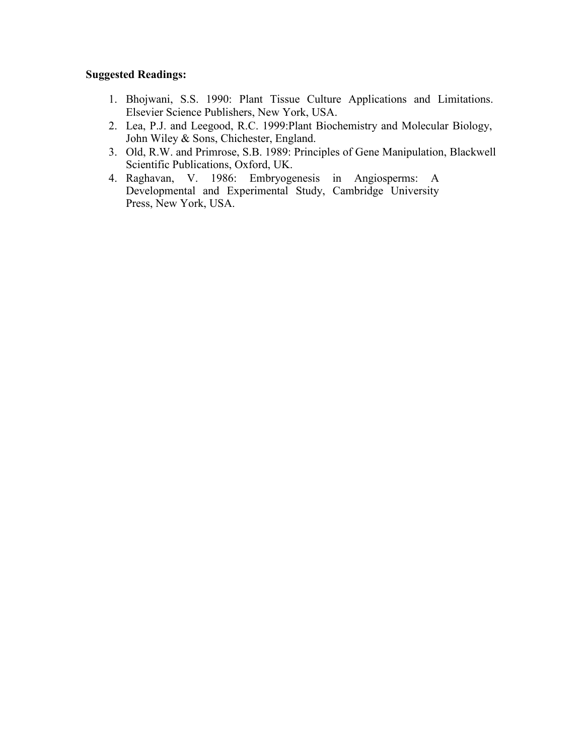**Suggested Readings:**

1. Bhojwani, S.S. 1990: Plant Tissue Culture Applications and Limitations. Elsevier Science Publishers, New York, USA.
2. Lea, P.J. and Leegood, R.C. 1999:Plant Biochemistry and Molecular Biology, John Wiley & Sons, Chichester, England.
3. Old, R.W. and Primrose, S.B. 1989: Principles of Gene Manipulation, Blackwell Scientific Publications, Oxford, UK.
4. Raghavan, V. 1986: Embryogenesis in Angiosperms: A Developmental and Experimental Study, Cambridge University Press, New York, USA.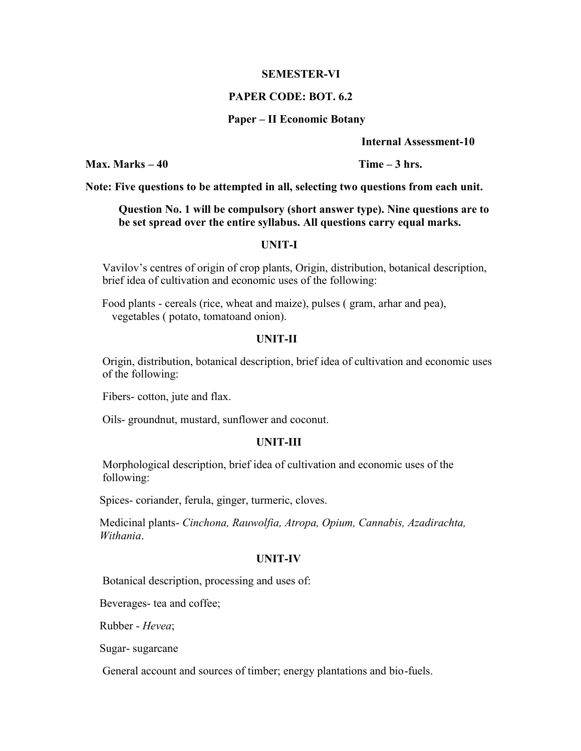**SEMESTER-VI**

**PAPER CODE: BOT. 6.2**

**Paper – II Economic Botany**

**Internal Assessment-10**

**Max. Marks – 40** **Time – 3 hrs.**

**Note: Five questions to be attempted in all, selecting two questions from each unit.**

**Question No. 1 will be compulsory (short answer type). Nine questions are to be set spread over the entire syllabus. All questions carry equal marks.**

## UNIT-I

Vavilov's centres of origin of crop plants, Origin, distribution, botanical description, brief idea of cultivation and economic uses of the following:

Food plants - cereals (rice, wheat and maize), pulses ( gram, arhar and pea), vegetables ( potato, tomatoand onion).

## UNIT-II

Origin, distribution, botanical description, brief idea of cultivation and economic uses of the following:

Fibers- cotton, jute and flax.

Oils- groundnut, mustard, sunflower and coconut.

## UNIT-III

Morphological description, brief idea of cultivation and economic uses of the following:

Spices- coriander, ferula, ginger, turmeric, cloves.

Medicinal plants- *Cinchona, Rauwolfia, Atropa, Opium, Cannabis, Azadirachta, Withania*.

## UNIT-IV

Botanical description, processing and uses of:

Beverages- tea and coffee;

Rubber - *Hevea*;

Sugar- sugarcane

General account and sources of timber; energy plantations and bio-fuels.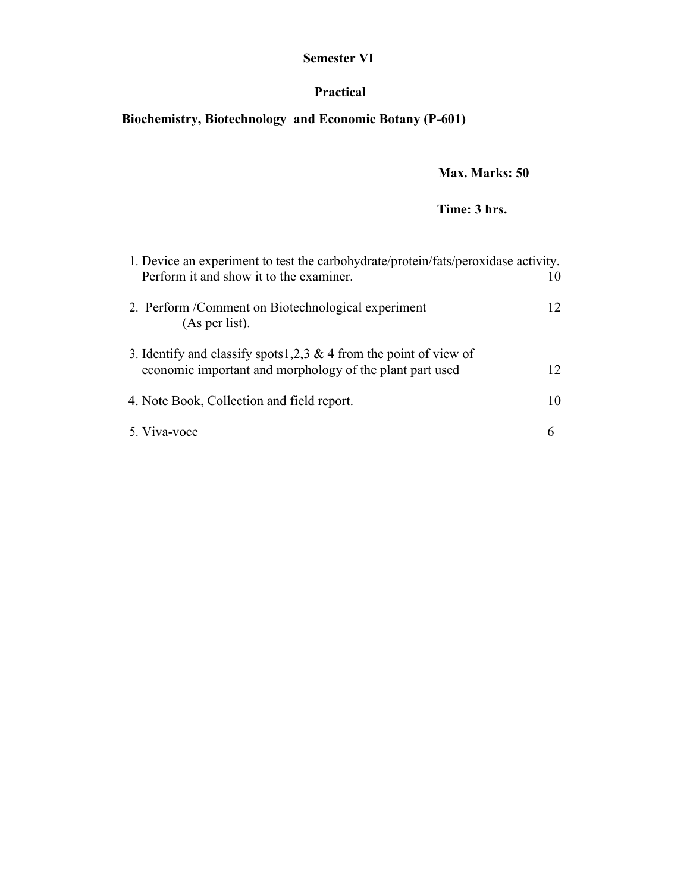**Semester VI**

**Practical**

**Biochemistry, Biotechnology and Economic Botany (P-601)**

**Max. Marks: 50**

**Time: 3 hrs.**

| | | |
|---|---|---|
| 1. | Device an experiment to test the carbohydrate/protein/fats/peroxidase activity. Perform it and show it to the examiner. | 10 |
| 2. | Perform /Comment on Biotechnological experiment (As per list). | 12 |
| 3. | Identify and classify spots1,2,3 & 4 from the point of view of economic important and morphology of the plant part used | 12 |
| 4. | Note Book, Collection and field report. | 10 |
| 5. | Viva-voce | 6 |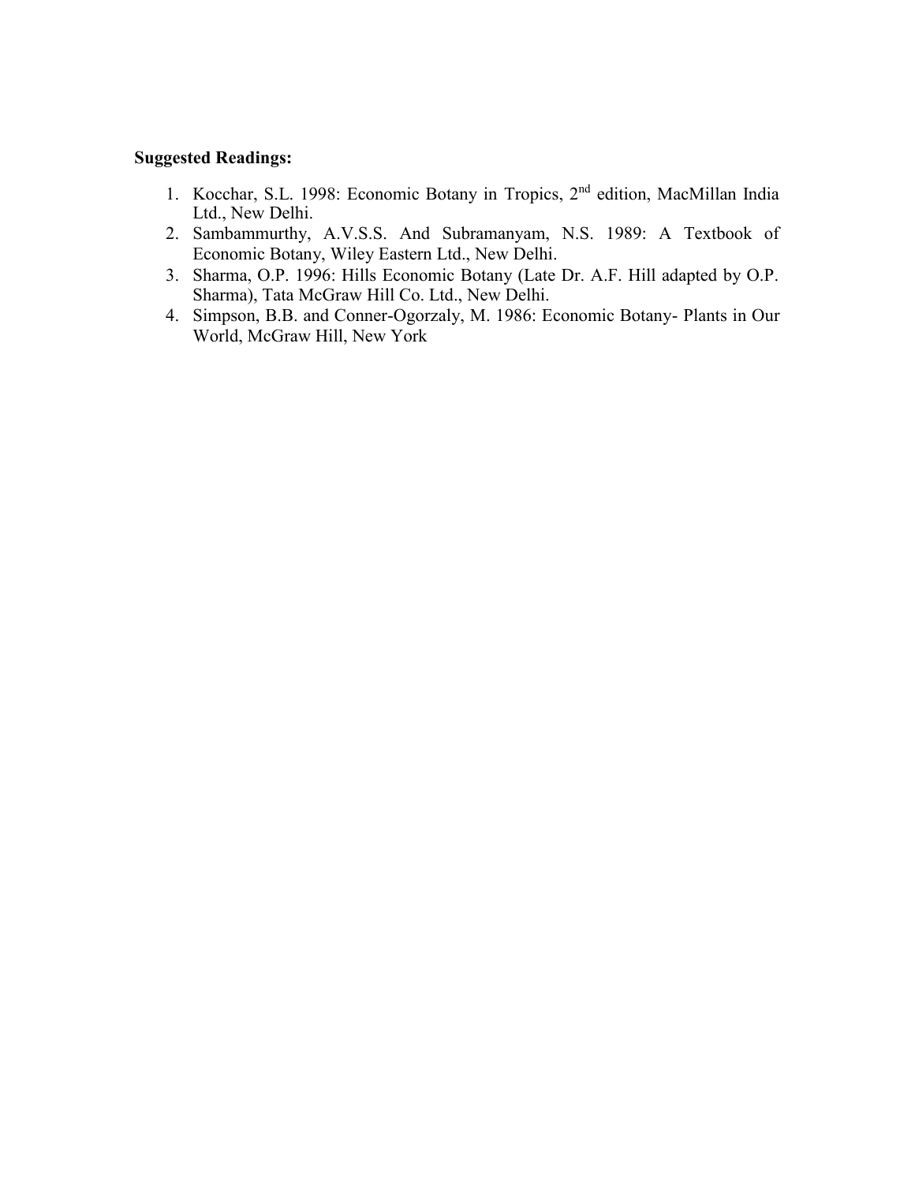**Suggested Readings:**

1. Kocchar, S.L. 1998: Economic Botany in Tropics, 2nd edition, MacMillan India Ltd., New Delhi.
2. Sambammurthy, A.V.S.S. And Subramanyam, N.S. 1989: A Textbook of Economic Botany, Wiley Eastern Ltd., New Delhi.
3. Sharma, O.P. 1996: Hills Economic Botany (Late Dr. A.F. Hill adapted by O.P. Sharma), Tata McGraw Hill Co. Ltd., New Delhi.
4. Simpson, B.B. and Conner-Ogorzaly, M. 1986: Economic Botany- Plants in Our World, McGraw Hill, New York